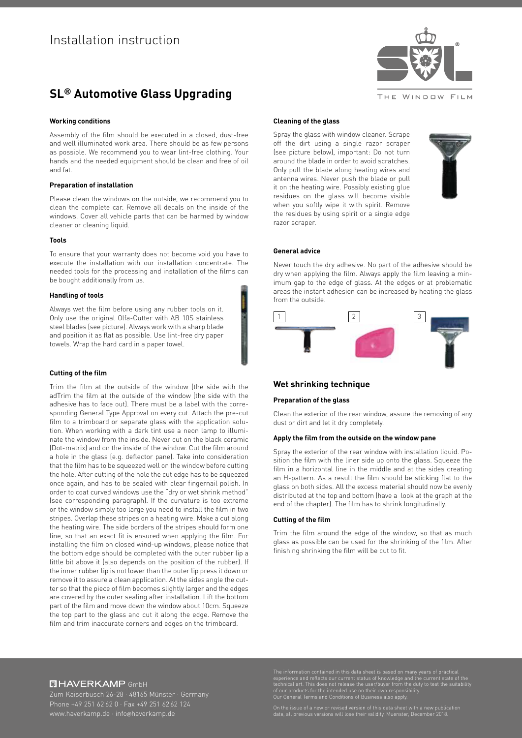# Installation instruction

## SL® Automotive Glass Upgrading

#### Working conditions

Assembly of the film should be executed in a closed, dust-free and well illuminated work area. There should be as few persons as possible. We recommend you to wear lint-free clothing. Your hands and the needed equipment should be clean and free of oil and fat.

#### Preparation of installation

Please clean the windows on the outside, we recommend you to clean the complete car. Remove all decals on the inside of the windows. Cover all vehicle parts that can be harmed by window cleaner or cleaning liquid.

#### Tools

To ensure that your warranty does not become void you have to execute the installation with our installation concentrate. The needed tools for the processing and installation of the films can be bought additionally from us.

#### Handling of tools

Always wet the film before using any rubber tools on it. Only use the original Olfa-Cutter with AB 10S stainless steel blades (see picture). Always work with a sharp blade and position it as flat as possible. Use lint-free dry paper towels. Wrap the hard card in a paper towel.

#### Cutting of the film

Trim the film at the outside of the window (the side with the adTrim the film at the outside of the window (the side with the adhesive has to face out). There must be a label with the corresponding General Type Approval on every cut. Attach the pre-cut film to a trimboard or separate glass with the application solution. When working with a dark tint use a neon lamp to illuminate the window from the inside. Never cut on the black ceramic (Dot-matrix) and on the inside of the window. Cut the film around a hole in the glass (e.g. deflector pane). Take into consideration that the film has to be squeezed well on the window before cutting the hole. After cutting of the hole the cut edge has to be squeezed once again, and has to be sealed with clear fingernail polish. In order to coat curved windows use the "dry or wet shrink method" (see corresponding paragraph). If the curvature is too extreme or the window simply too large you need to install the film in two stripes. Overlap these stripes on a heating wire. Make a cut along the heating wire. The side borders of the stripes should form one line, so that an exact fit is ensured when applying the film. For installing the film on closed wind-up windows, please notice that the bottom edge should be completed with the outer rubber lip a little bit above it (also depends on the position of the rubber). If the inner rubber lip is not lower than the outer lip press it down or remove it to assure a clean application. At the sides angle the cutter so that the piece of film becomes slightly larger and the edges are covered by the outer sealing after installation. Lift the bottom part of the film and move down the window about 10cm. Squeeze the top part to the glass and cut it along the edge. Remove the film and trim inaccurate corners and edges on the trimboard.

#### Cleaning of the glass

Spray the glass with window cleaner. Scrape off the dirt using a single razor scraper (see picture below), important: Do not turn around the blade in order to avoid scratches. Only pull the blade along heating wires and antenna wires. Never push the blade or pull it on the heating wire. Possibly existing glue residues on the glass will become visible when you softly wipe it with spirit. Remove the residues by using spirit or a single edge razor scraper.

#### General advice

Never touch the dry adhesive. No part of the adhesive should be dry when applying the film. Always apply the film leaving a minimum gap to the edge of glass. At the edges or at problematic areas the instant adhesion can be increased by heating the glass from the outside.

1 2 3

### Wet shrinking technique

#### Preparation of the glass

Clean the exterior of the rear window, assure the removing of any dust or dirt and let it dry completely.

#### Apply the film from the outside on the window pane

Spray the exterior of the rear window with installation liquid. Position the film with the liner side up onto the glass. Squeeze the film in a horizontal line in the middle and at the sides creating an H-pattern. As a result the film should be sticking flat to the glass on both sides. All the excess material should now be evenly distributed at the top and bottom (have a look at the graph at the end of the chapter). The film has to shrink longitudinally.

#### Cutting of the film

Trim the film around the edge of the window, so that as much glass as possible can be used for the shrinking of the film. After finishing shrinking the film will be cut to fit.

HAVERKAMP GmbH
Zum Kaiserbusch 26-28 · 48165 Münster · Germany
Phone +49 251 62 62 0 · Fax +49 251 62 62 124
www.haverkamp.de · info@haverkamp.de

The information contained in this data sheet is based on many years of practical experience and reflects our current status of knowledge and the current state of the technical art. This does not release the user/buyer from the duty to test the suitability of our products for the intended use on their own responsibility.
Our General Terms and Conditions of Business also apply.

On the issue of a new or revised version of this data sheet with a new publication date, all previous versions will lose their validity. Muenster, December 2018.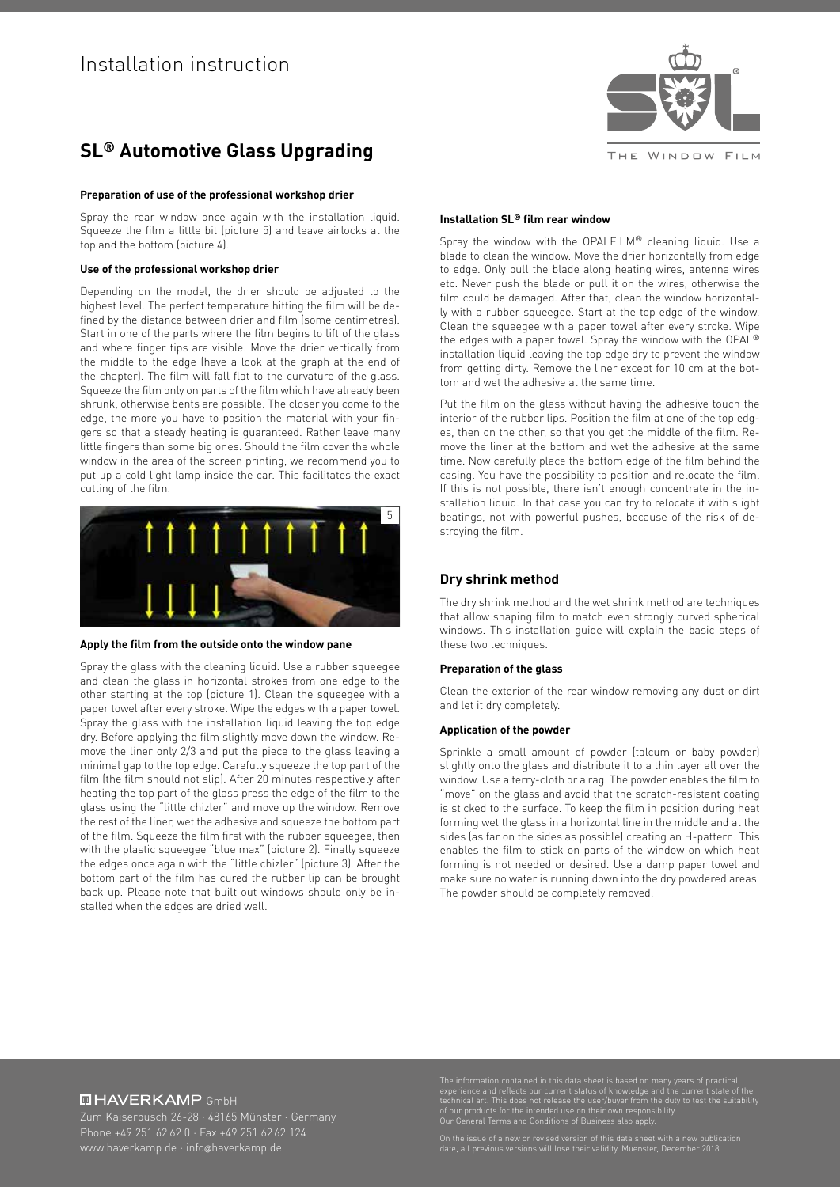# Installation instruction

## SL® Automotive Glass Upgrading

### Preparation of use of the professional workshop drier

Spray the rear window once again with the installation liquid. Squeeze the film a little bit (picture 5) and leave airlocks at the top and the bottom (picture 4).

### Use of the professional workshop drier

Depending on the model, the drier should be adjusted to the highest level. The perfect temperature hitting the film will be defined by the distance between drier and film (some centimetres). Start in one of the parts where the film begins to lift of the glass and where finger tips are visible. Move the drier vertically from the middle to the edge (have a look at the graph at the end of the chapter). The film will fall flat to the curvature of the glass. Squeeze the film only on parts of the film which have already been shrunk, otherwise bents are possible. The closer you come to the edge, the more you have to position the material with your fingers so that a steady heating is guaranteed. Rather leave many little fingers than some big ones. Should the film cover the whole window in the area of the screen printing, we recommend you to put up a cold light lamp inside the car. This facilitates the exact cutting of the film.

### Apply the film from the outside onto the window pane

Spray the glass with the cleaning liquid. Use a rubber squeegee and clean the glass in horizontal strokes from one edge to the other starting at the top (picture 1). Clean the squeegee with a paper towel after every stroke. Wipe the edges with a paper towel. Spray the glass with the installation liquid leaving the top edge dry. Before applying the film slightly move down the window. Remove the liner only 2/3 and put the piece to the glass leaving a minimal gap to the top edge. Carefully squeeze the top part of the film (the film should not slip). After 20 minutes respectively after heating the top part of the glass press the edge of the film to the glass using the "little chizler" and move up the window. Remove the rest of the liner, wet the adhesive and squeeze the bottom part of the film. Squeeze the film first with the rubber squeegee, then with the plastic squeegee "blue max" (picture 2). Finally squeeze the edges once again with the "little chizler" (picture 3). After the bottom part of the film has cured the rubber lip can be brought back up. Please note that built out windows should only be installed when the edges are dried well.

### Installation SL® film rear window

Spray the window with the OPALFILM® cleaning liquid. Use a blade to clean the window. Move the drier horizontally from edge to edge. Only pull the blade along heating wires, antenna wires etc. Never push the blade or pull it on the wires, otherwise the film could be damaged. After that, clean the window horizontally with a rubber squeegee. Start at the top edge of the window. Clean the squeegee with a paper towel after every stroke. Wipe the edges with a paper towel. Spray the window with the OPAL® installation liquid leaving the top edge dry to prevent the window from getting dirty. Remove the liner except for 10 cm at the bottom and wet the adhesive at the same time.

Put the film on the glass without having the adhesive touch the interior of the rubber lips. Position the film at one of the top edges, then on the other, so that you get the middle of the film. Remove the liner at the bottom and wet the adhesive at the same time. Now carefully place the bottom edge of the film behind the casing. You have the possibility to position and relocate the film. If this is not possible, there isn't enough concentrate in the installation liquid. In that case you can try to relocate it with slight beatings, not with powerful pushes, because of the risk of destroying the film.

## Dry shrink method

The dry shrink method and the wet shrink method are techniques that allow shaping film to match even strongly curved spherical windows. This installation guide will explain the basic steps of these two techniques.

### Preparation of the glass

Clean the exterior of the rear window removing any dust or dirt and let it dry completely.

### Application of the powder

Sprinkle a small amount of powder (talcum or baby powder) slightly onto the glass and distribute it to a thin layer all over the window. Use a terry-cloth or a rag. The powder enables the film to "move" on the glass and avoid that the scratch-resistant coating is sticked to the surface. To keep the film in position during heat forming wet the glass in a horizontal line in the middle and at the sides (as far on the sides as possible) creating an H-pattern. This enables the film to stick on parts of the window on which heat forming is not needed or desired. Use a damp paper towel and make sure no water is running down into the dry powdered areas. The powder should be completely removed.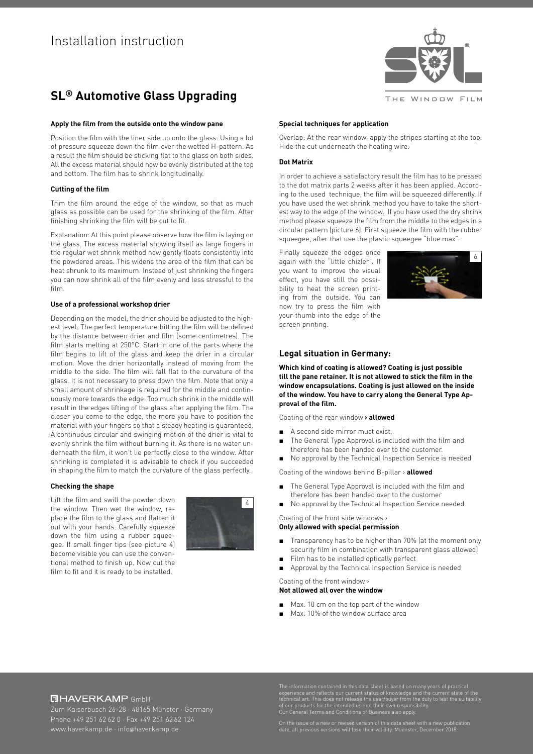# Installation instruction

## SL® Automotive Glass Upgrading

THE WINDOW FILM

#### Apply the film from the outside onto the window pane

Position the film with the liner side up onto the glass. Using a lot of pressure squeeze down the film over the wetted H-pattern. As a result the film should be sticking flat to the glass on both sides. All the excess material should now be evenly distributed at the top and bottom. The film has to shrink longitudinally.

#### Cutting of the film

Trim the film around the edge of the window, so that as much glass as possible can be used for the shrinking of the film. After finishing shrinking the film will be cut to fit.

Explanation: At this point please observe how the film is laying on the glass. The excess material showing itself as large fingers in the regular wet shrink method now gently floats consistently into the powdered areas. This widens the area of the film that can be heat shrunk to its maximum. Instead of just shrinking the fingers you can now shrink all of the film evenly and less stressful to the film.

#### Use of a professional workshop drier

Depending on the model, the drier should be adjusted to the highest level. The perfect temperature hitting the film will be defined by the distance between drier and film (some centimetres). The film starts melting at 250°C. Start in one of the parts where the film begins to lift of the glass and keep the drier in a circular motion. Move the drier horizontally instead of moving from the middle to the side. The film will fall flat to the curvature of the glass. It is not necessary to press down the film. Note that only a small amount of shrinkage is required for the middle and continuously more towards the edge. Too much shrink in the middle will result in the edges lifting of the glass after applying the film. The closer you come to the edge, the more you have to position the material with your fingers so that a steady heating is guaranteed. A continuous circular and swinging motion of the drier is vital to evenly shrink the film without burning it. As there is no water underneath the film, it won't lie perfectly close to the window. After shrinking is completed it is advisable to check if you succeeded in shaping the film to match the curvature of the glass perfectly.

#### Checking the shape

Lift the film and swill the powder down the window. Then wet the window, replace the film to the glass and flatten it out with your hands. Carefully squeeze down the film using a rubber squeegee. If small finger tips (see picture 4) become visible you can use the conventional method to finish up. Now cut the film to fit and it is ready to be installed.

4

#### Special techniques for application

Overlap: At the rear window, apply the stripes starting at the top. Hide the cut underneath the heating wire.

#### Dot Matrix

In order to achieve a satisfactory result the film has to be pressed to the dot matrix parts 2 weeks after it has been applied. According to the used technique, the film will be squeezed differently. If you have used the wet shrink method you have to take the shortest way to the edge of the window. If you have used the dry shrink method please squeeze the film from the middle to the edges in a circular pattern (picture 6). First squeeze the film with the rubber squeegee, after that use the plastic squeegee "blue max".

Finally squeeze the edges once again with the "little chizler". If you want to improve the visual effect, you have still the possibility to heat the screen printing from the outside. You can now try to press the film with your thumb into the edge of the screen printing.

6

### Legal situation in Germany:

**Which kind of coating is allowed? Coating is just possible till the pane retainer. It is not allowed to stick the film in the window encapsulations. Coating is just allowed on the inside of the window. You have to carry along the General Type Approval of the film.**

Coating of the rear window **› allowed**

- A second side mirror must exist.
- The General Type Approval is included with the film and therefore has been handed over to the customer.
- No approval by the Technical Inspection Service is needed

Coating of the windows behind B-pillar › **allowed**

- The General Type Approval is included with the film and therefore has been handed over to the customer
- No approval by the Technical Inspection Service needed

Coating of the front side windows ›
**Only allowed with special permission**

- Transparency has to be higher than 70% (at the moment only security film in combination with transparent glass allowed)
- Film has to be installed optically perfect
- Approval by the Technical Inspection Service is needed

Coating of the front window ›
**Not allowed all over the window**

- Max. 10 cm on the top part of the window
- Max. 10% of the window surface area

HAVERKAMP GmbH
Zum Kaiserbusch 26-28 · 48165 Münster · Germany
Phone +49 251 62 62 0 · Fax +49 251 62 62 124
www.haverkamp.de · info@haverkamp.de

The information contained in this data sheet is based on many years of practical experience and reflects our current status of knowledge and the current state of the technical art. This does not release the user/buyer from the duty to test the suitability of our products for the intended use on their own responsibility.
Our General Terms and Conditions of Business also apply.

On the issue of a new or revised version of this data sheet with a new publication date, all previous versions will lose their validity. Muenster, December 2018.